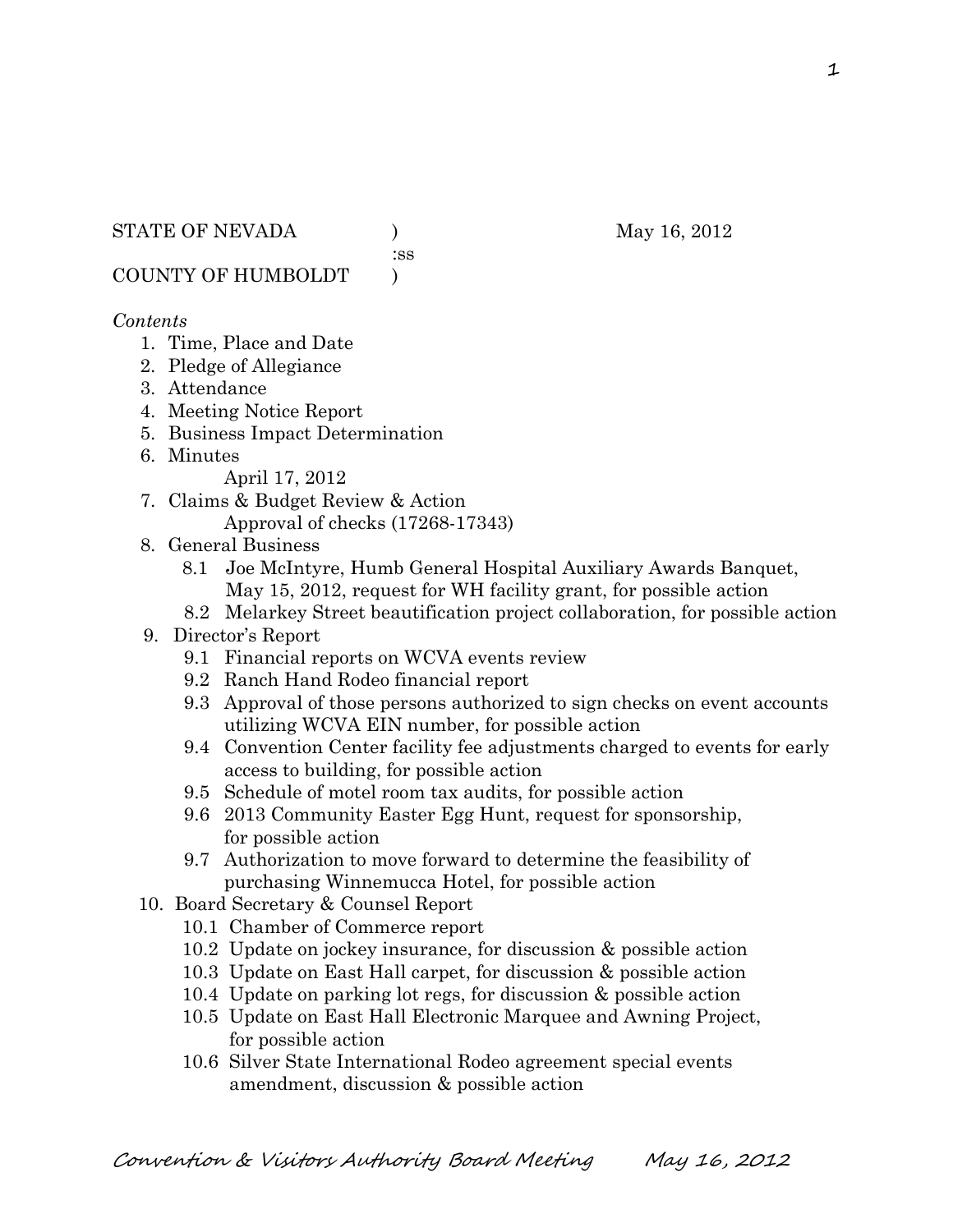STATE OF NEVADA ) May 16, 2012
:ss
COUNTY OF HUMBOLDT )

*Contents*

1. Time, Place and Date
2. Pledge of Allegiance
3. Attendance
4. Meeting Notice Report
5. Business Impact Determination
6. Minutes
   April 17, 2012
7. Claims & Budget Review & Action
   Approval of checks (17268-17343)
8. General Business
   - 8.1 Joe McIntyre, Humb General Hospital Auxiliary Awards Banquet, May 15, 2012, request for WH facility grant, for possible action
   - 8.2 Melarkey Street beautification project collaboration, for possible action
9. Director's Report
   - 9.1 Financial reports on WCVA events review
   - 9.2 Ranch Hand Rodeo financial report
   - 9.3 Approval of those persons authorized to sign checks on event accounts utilizing WCVA EIN number, for possible action
   - 9.4 Convention Center facility fee adjustments charged to events for early access to building, for possible action
   - 9.5 Schedule of motel room tax audits, for possible action
   - 9.6 2013 Community Easter Egg Hunt, request for sponsorship, for possible action
   - 9.7 Authorization to move forward to determine the feasibility of purchasing Winnemucca Hotel, for possible action
10. Board Secretary & Counsel Report
    - 10.1 Chamber of Commerce report
    - 10.2 Update on jockey insurance, for discussion & possible action
    - 10.3 Update on East Hall carpet, for discussion & possible action
    - 10.4 Update on parking lot regs, for discussion & possible action
    - 10.5 Update on East Hall Electronic Marquee and Awning Project, for possible action
    - 10.6 Silver State International Rodeo agreement special events amendment, discussion & possible action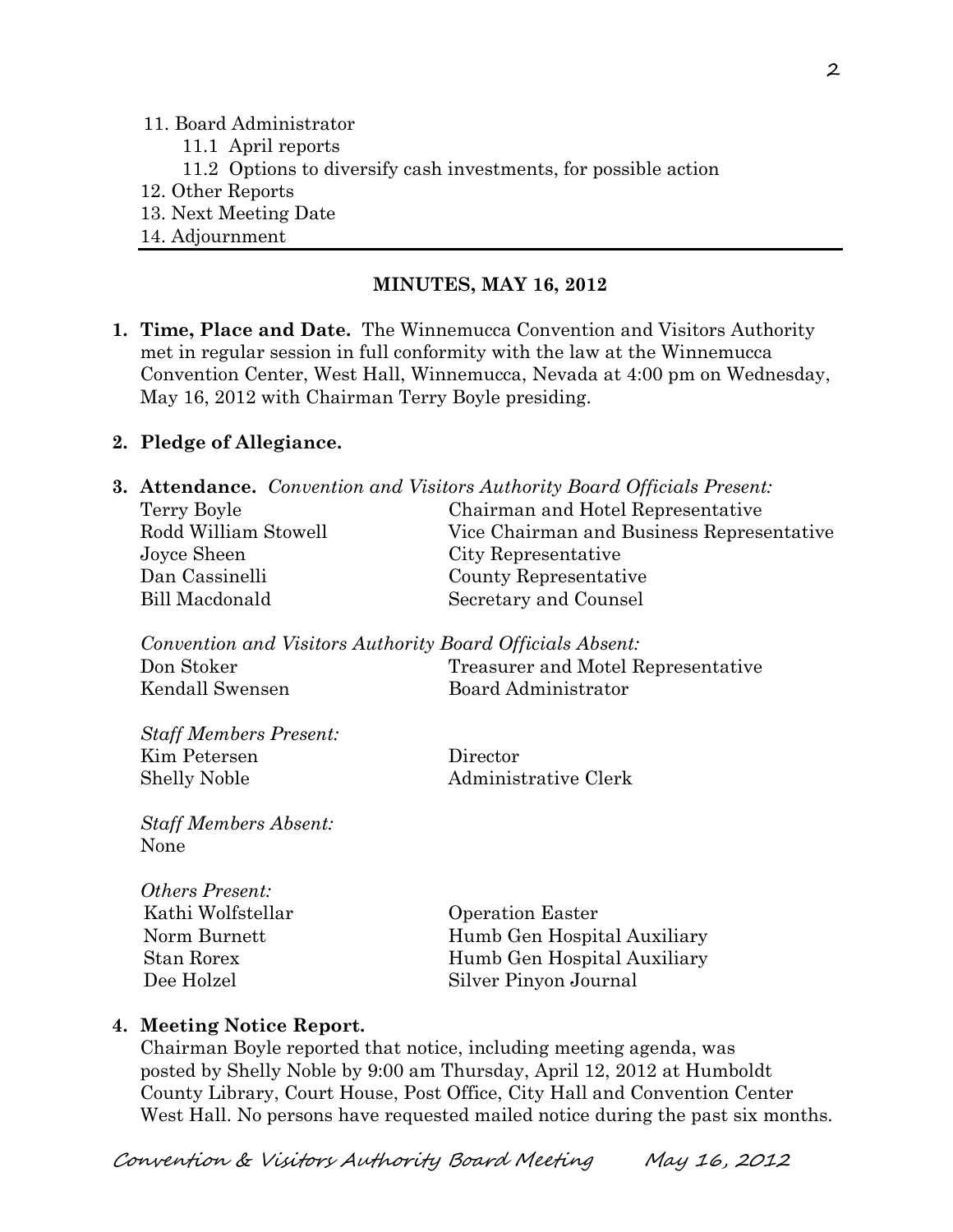11. Board Administrator
    - 11.1 April reports
    - 11.2 Options to diversify cash investments, for possible action
12. Other Reports
13. Next Meeting Date
14. Adjournment

---

## MINUTES, MAY 16, 2012

**1. Time, Place and Date.** The Winnemucca Convention and Visitors Authority met in regular session in full conformity with the law at the Winnemucca Convention Center, West Hall, Winnemucca, Nevada at 4:00 pm on Wednesday, May 16, 2012 with Chairman Terry Boyle presiding.

**2. Pledge of Allegiance.**

**3. Attendance.** *Convention and Visitors Authority Board Officials Present:*

| | |
|---|---|
| Terry Boyle | Chairman and Hotel Representative |
| Rodd William Stowell | Vice Chairman and Business Representative |
| Joyce Sheen | City Representative |
| Dan Cassinelli | County Representative |
| Bill Macdonald | Secretary and Counsel |

*Convention and Visitors Authority Board Officials Absent:*

| | |
|---|---|
| Don Stoker | Treasurer and Motel Representative |
| Kendall Swensen | Board Administrator |

*Staff Members Present:*

| | |
|---|---|
| Kim Petersen | Director |
| Shelly Noble | Administrative Clerk |

*Staff Members Absent:*
None

*Others Present:*

| | |
|---|---|
| Kathi Wolfstellar | Operation Easter |
| Norm Burnett | Humb Gen Hospital Auxiliary |
| Stan Rorex | Humb Gen Hospital Auxiliary |
| Dee Holzel | Silver Pinyon Journal |

**4. Meeting Notice Report.**
Chairman Boyle reported that notice, including meeting agenda, was posted by Shelly Noble by 9:00 am Thursday, April 12, 2012 at Humboldt County Library, Court House, Post Office, City Hall and Convention Center West Hall. No persons have requested mailed notice during the past six months.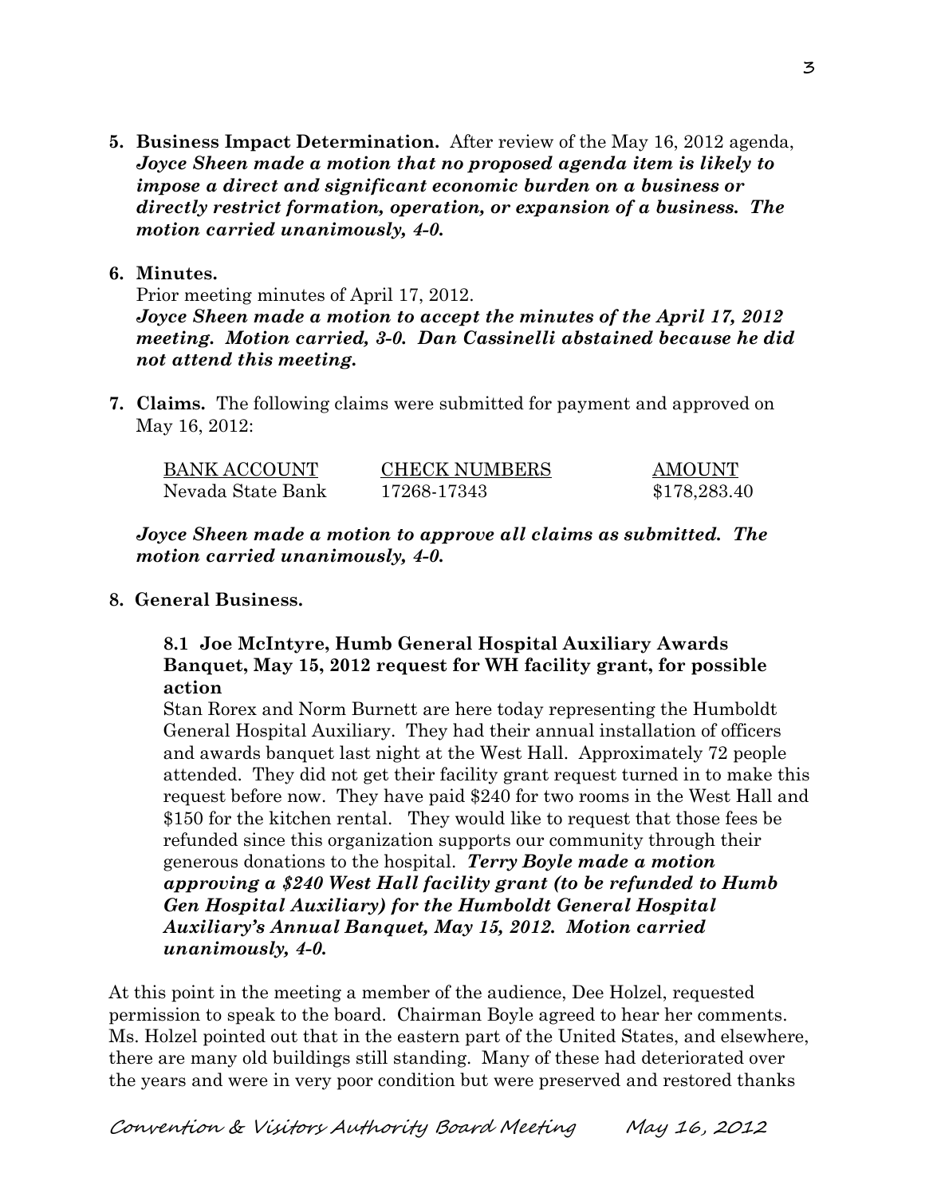**5. Business Impact Determination.** After review of the May 16, 2012 agenda, ***Joyce Sheen made a motion that no proposed agenda item is likely to impose a direct and significant economic burden on a business or directly restrict formation, operation, or expansion of a business. The motion carried unanimously, 4-0.***

**6. Minutes.**

Prior meeting minutes of April 17, 2012.

***Joyce Sheen made a motion to accept the minutes of the April 17, 2012 meeting. Motion carried, 3-0. Dan Cassinelli abstained because he did not attend this meeting.***

**7. Claims.** The following claims were submitted for payment and approved on May 16, 2012:

| BANK ACCOUNT | CHECK NUMBERS | AMOUNT |
|---|---|---|
| Nevada State Bank | 17268-17343 | $178,283.40 |

***Joyce Sheen made a motion to approve all claims as submitted. The motion carried unanimously, 4-0.***

**8. General Business.**

**8.1 Joe McIntyre, Humb General Hospital Auxiliary Awards Banquet, May 15, 2012 request for WH facility grant, for possible action**

Stan Rorex and Norm Burnett are here today representing the Humboldt General Hospital Auxiliary. They had their annual installation of officers and awards banquet last night at the West Hall. Approximately 72 people attended. They did not get their facility grant request turned in to make this request before now. They have paid $240 for two rooms in the West Hall and $150 for the kitchen rental. They would like to request that those fees be refunded since this organization supports our community through their generous donations to the hospital. ***Terry Boyle made a motion approving a $240 West Hall facility grant (to be refunded to Humb Gen Hospital Auxiliary) for the Humboldt General Hospital Auxiliary's Annual Banquet, May 15, 2012. Motion carried unanimously, 4-0.***

At this point in the meeting a member of the audience, Dee Holzel, requested permission to speak to the board. Chairman Boyle agreed to hear her comments. Ms. Holzel pointed out that in the eastern part of the United States, and elsewhere, there are many old buildings still standing. Many of these had deteriorated over the years and were in very poor condition but were preserved and restored thanks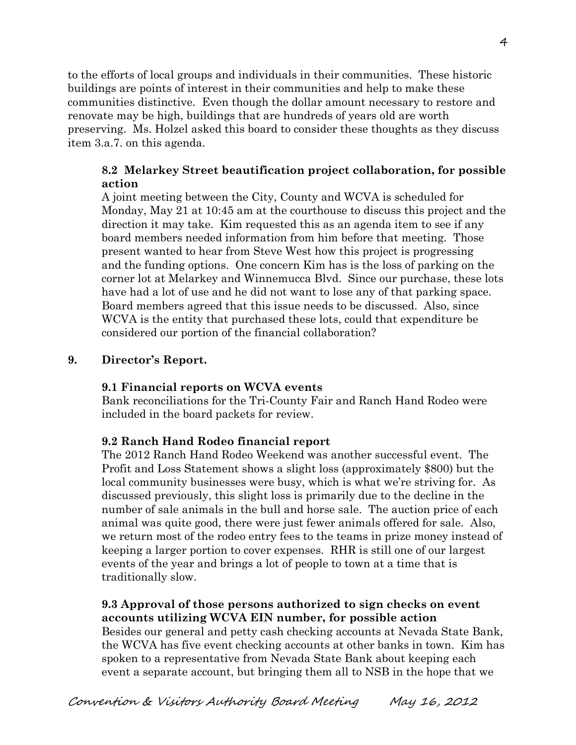to the efforts of local groups and individuals in their communities. These historic buildings are points of interest in their communities and help to make these communities distinctive. Even though the dollar amount necessary to restore and renovate may be high, buildings that are hundreds of years old are worth preserving. Ms. Holzel asked this board to consider these thoughts as they discuss item 3.a.7. on this agenda.

**8.2 Melarkey Street beautification project collaboration, for possible action**

A joint meeting between the City, County and WCVA is scheduled for Monday, May 21 at 10:45 am at the courthouse to discuss this project and the direction it may take. Kim requested this as an agenda item to see if any board members needed information from him before that meeting. Those present wanted to hear from Steve West how this project is progressing and the funding options. One concern Kim has is the loss of parking on the corner lot at Melarkey and Winnemucca Blvd. Since our purchase, these lots have had a lot of use and he did not want to lose any of that parking space. Board members agreed that this issue needs to be discussed. Also, since WCVA is the entity that purchased these lots, could that expenditure be considered our portion of the financial collaboration?

**9. Director's Report.**

**9.1 Financial reports on WCVA events**

Bank reconciliations for the Tri-County Fair and Ranch Hand Rodeo were included in the board packets for review.

**9.2 Ranch Hand Rodeo financial report**

The 2012 Ranch Hand Rodeo Weekend was another successful event. The Profit and Loss Statement shows a slight loss (approximately $800) but the local community businesses were busy, which is what we're striving for. As discussed previously, this slight loss is primarily due to the decline in the number of sale animals in the bull and horse sale. The auction price of each animal was quite good, there were just fewer animals offered for sale. Also, we return most of the rodeo entry fees to the teams in prize money instead of keeping a larger portion to cover expenses. RHR is still one of our largest events of the year and brings a lot of people to town at a time that is traditionally slow.

**9.3 Approval of those persons authorized to sign checks on event accounts utilizing WCVA EIN number, for possible action**

Besides our general and petty cash checking accounts at Nevada State Bank, the WCVA has five event checking accounts at other banks in town. Kim has spoken to a representative from Nevada State Bank about keeping each event a separate account, but bringing them all to NSB in the hope that we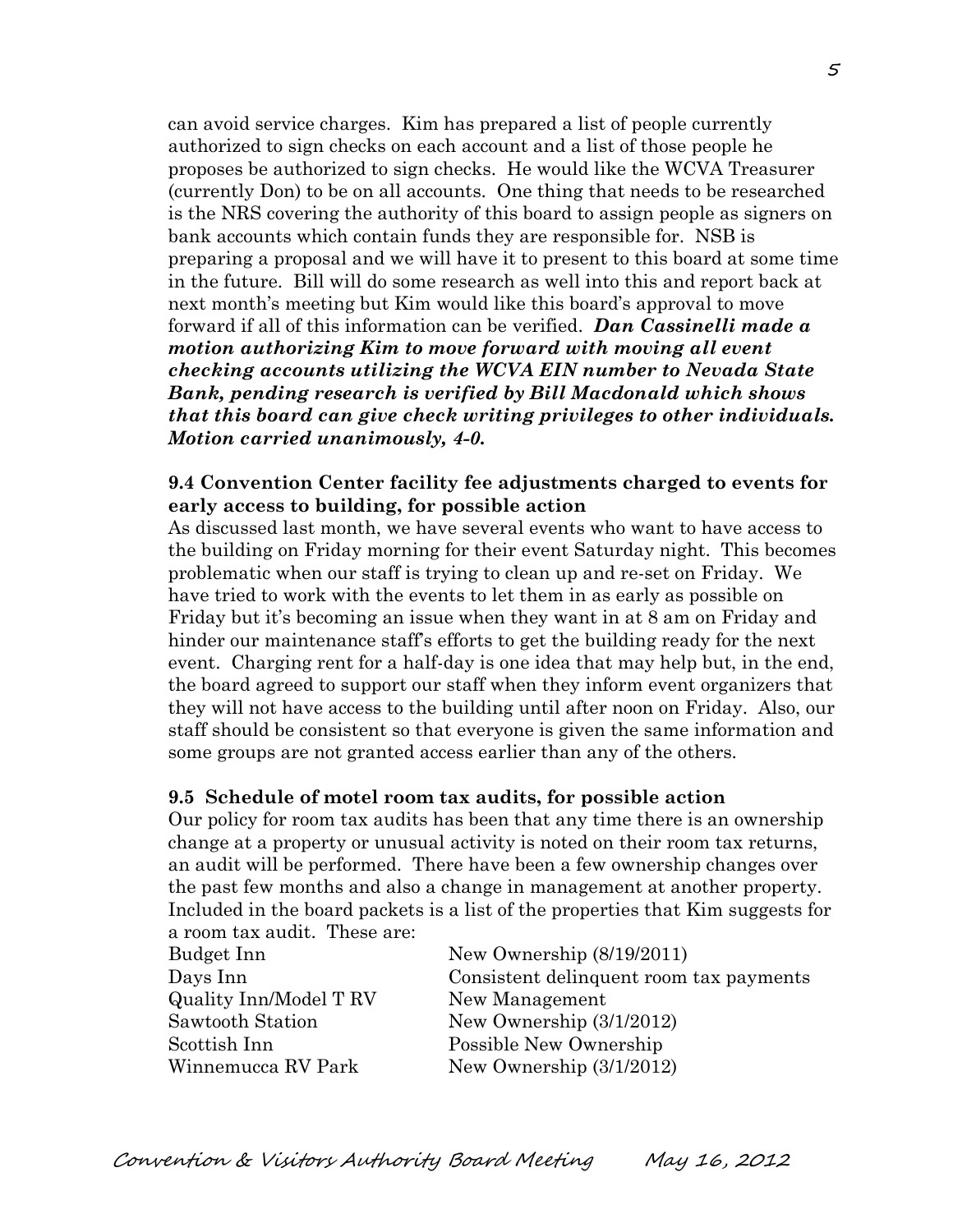can avoid service charges. Kim has prepared a list of people currently authorized to sign checks on each account and a list of those people he proposes be authorized to sign checks. He would like the WCVA Treasurer (currently Don) to be on all accounts. One thing that needs to be researched is the NRS covering the authority of this board to assign people as signers on bank accounts which contain funds they are responsible for. NSB is preparing a proposal and we will have it to present to this board at some time in the future. Bill will do some research as well into this and report back at next month's meeting but Kim would like this board's approval to move forward if all of this information can be verified. ***Dan Cassinelli made a motion authorizing Kim to move forward with moving all event checking accounts utilizing the WCVA EIN number to Nevada State Bank, pending research is verified by Bill Macdonald which shows that this board can give check writing privileges to other individuals. Motion carried unanimously, 4-0.***

**9.4 Convention Center facility fee adjustments charged to events for early access to building, for possible action**

As discussed last month, we have several events who want to have access to the building on Friday morning for their event Saturday night. This becomes problematic when our staff is trying to clean up and re-set on Friday. We have tried to work with the events to let them in as early as possible on Friday but it's becoming an issue when they want in at 8 am on Friday and hinder our maintenance staff's efforts to get the building ready for the next event. Charging rent for a half-day is one idea that may help but, in the end, the board agreed to support our staff when they inform event organizers that they will not have access to the building until after noon on Friday. Also, our staff should be consistent so that everyone is given the same information and some groups are not granted access earlier than any of the others.

**9.5 Schedule of motel room tax audits, for possible action**

Our policy for room tax audits has been that any time there is an ownership change at a property or unusual activity is noted on their room tax returns, an audit will be performed. There have been a few ownership changes over the past few months and also a change in management at another property. Included in the board packets is a list of the properties that Kim suggests for a room tax audit. These are:

| | |
|---|---|
| Budget Inn | New Ownership (8/19/2011) |
| Days Inn | Consistent delinquent room tax payments |
| Quality Inn/Model T RV | New Management |
| Sawtooth Station | New Ownership (3/1/2012) |
| Scottish Inn | Possible New Ownership |
| Winnemucca RV Park | New Ownership (3/1/2012) |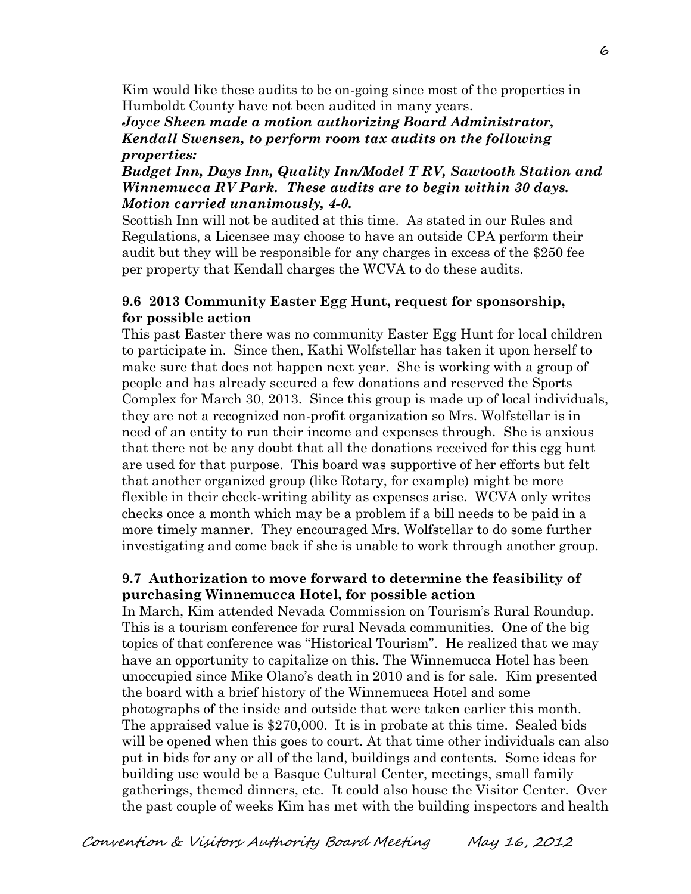Kim would like these audits to be on-going since most of the properties in Humboldt County have not been audited in many years.

***Joyce Sheen made a motion authorizing Board Administrator, Kendall Swensen, to perform room tax audits on the following properties:***

***Budget Inn, Days Inn, Quality Inn/Model T RV, Sawtooth Station and Winnemucca RV Park. These audits are to begin within 30 days. Motion carried unanimously, 4-0.***

Scottish Inn will not be audited at this time. As stated in our Rules and Regulations, a Licensee may choose to have an outside CPA perform their audit but they will be responsible for any charges in excess of the $250 fee per property that Kendall charges the WCVA to do these audits.

**9.6 2013 Community Easter Egg Hunt, request for sponsorship, for possible action**

This past Easter there was no community Easter Egg Hunt for local children to participate in. Since then, Kathi Wolfstellar has taken it upon herself to make sure that does not happen next year. She is working with a group of people and has already secured a few donations and reserved the Sports Complex for March 30, 2013. Since this group is made up of local individuals, they are not a recognized non-profit organization so Mrs. Wolfstellar is in need of an entity to run their income and expenses through. She is anxious that there not be any doubt that all the donations received for this egg hunt are used for that purpose. This board was supportive of her efforts but felt that another organized group (like Rotary, for example) might be more flexible in their check-writing ability as expenses arise. WCVA only writes checks once a month which may be a problem if a bill needs to be paid in a more timely manner. They encouraged Mrs. Wolfstellar to do some further investigating and come back if she is unable to work through another group.

**9.7 Authorization to move forward to determine the feasibility of purchasing Winnemucca Hotel, for possible action**

In March, Kim attended Nevada Commission on Tourism's Rural Roundup. This is a tourism conference for rural Nevada communities. One of the big topics of that conference was "Historical Tourism". He realized that we may have an opportunity to capitalize on this. The Winnemucca Hotel has been unoccupied since Mike Olano's death in 2010 and is for sale. Kim presented the board with a brief history of the Winnemucca Hotel and some photographs of the inside and outside that were taken earlier this month. The appraised value is $270,000. It is in probate at this time. Sealed bids will be opened when this goes to court. At that time other individuals can also put in bids for any or all of the land, buildings and contents. Some ideas for building use would be a Basque Cultural Center, meetings, small family gatherings, themed dinners, etc. It could also house the Visitor Center. Over the past couple of weeks Kim has met with the building inspectors and health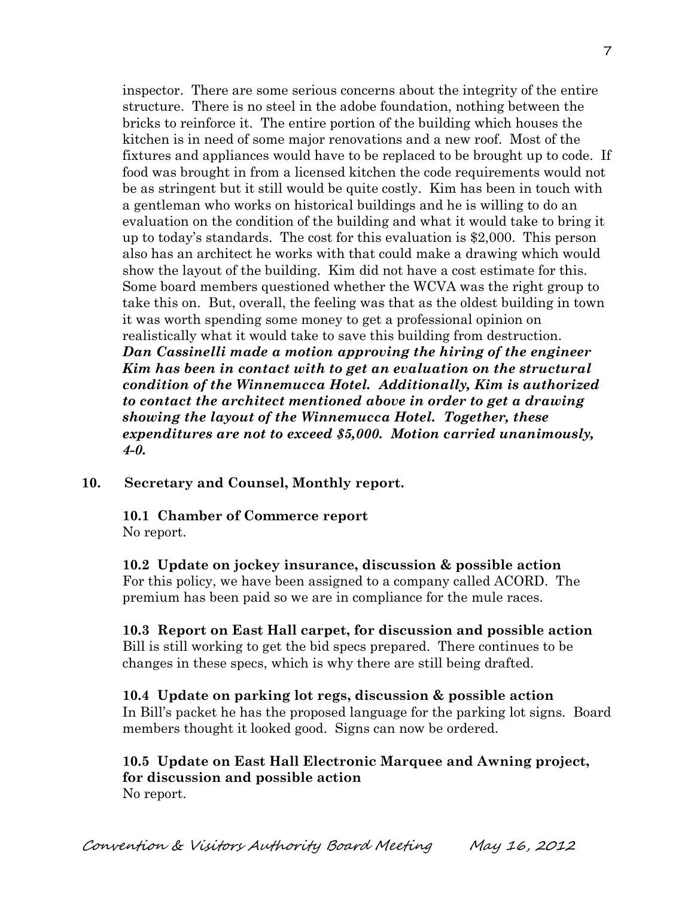inspector. There are some serious concerns about the integrity of the entire structure. There is no steel in the adobe foundation, nothing between the bricks to reinforce it. The entire portion of the building which houses the kitchen is in need of some major renovations and a new roof. Most of the fixtures and appliances would have to be replaced to be brought up to code. If food was brought in from a licensed kitchen the code requirements would not be as stringent but it still would be quite costly. Kim has been in touch with a gentleman who works on historical buildings and he is willing to do an evaluation on the condition of the building and what it would take to bring it up to today's standards. The cost for this evaluation is $2,000. This person also has an architect he works with that could make a drawing which would show the layout of the building. Kim did not have a cost estimate for this. Some board members questioned whether the WCVA was the right group to take this on. But, overall, the feeling was that as the oldest building in town it was worth spending some money to get a professional opinion on realistically what it would take to save this building from destruction. ***Dan Cassinelli made a motion approving the hiring of the engineer Kim has been in contact with to get an evaluation on the structural condition of the Winnemucca Hotel. Additionally, Kim is authorized to contact the architect mentioned above in order to get a drawing showing the layout of the Winnemucca Hotel. Together, these expenditures are not to exceed $5,000. Motion carried unanimously, 4-0.***

**10. Secretary and Counsel, Monthly report.**

**10.1 Chamber of Commerce report**
No report.

**10.2 Update on jockey insurance, discussion & possible action**
For this policy, we have been assigned to a company called ACORD. The premium has been paid so we are in compliance for the mule races.

**10.3 Report on East Hall carpet, for discussion and possible action**
Bill is still working to get the bid specs prepared. There continues to be changes in these specs, which is why there are still being drafted.

**10.4 Update on parking lot regs, discussion & possible action**
In Bill's packet he has the proposed language for the parking lot signs. Board members thought it looked good. Signs can now be ordered.

**10.5 Update on East Hall Electronic Marquee and Awning project, for discussion and possible action**
No report.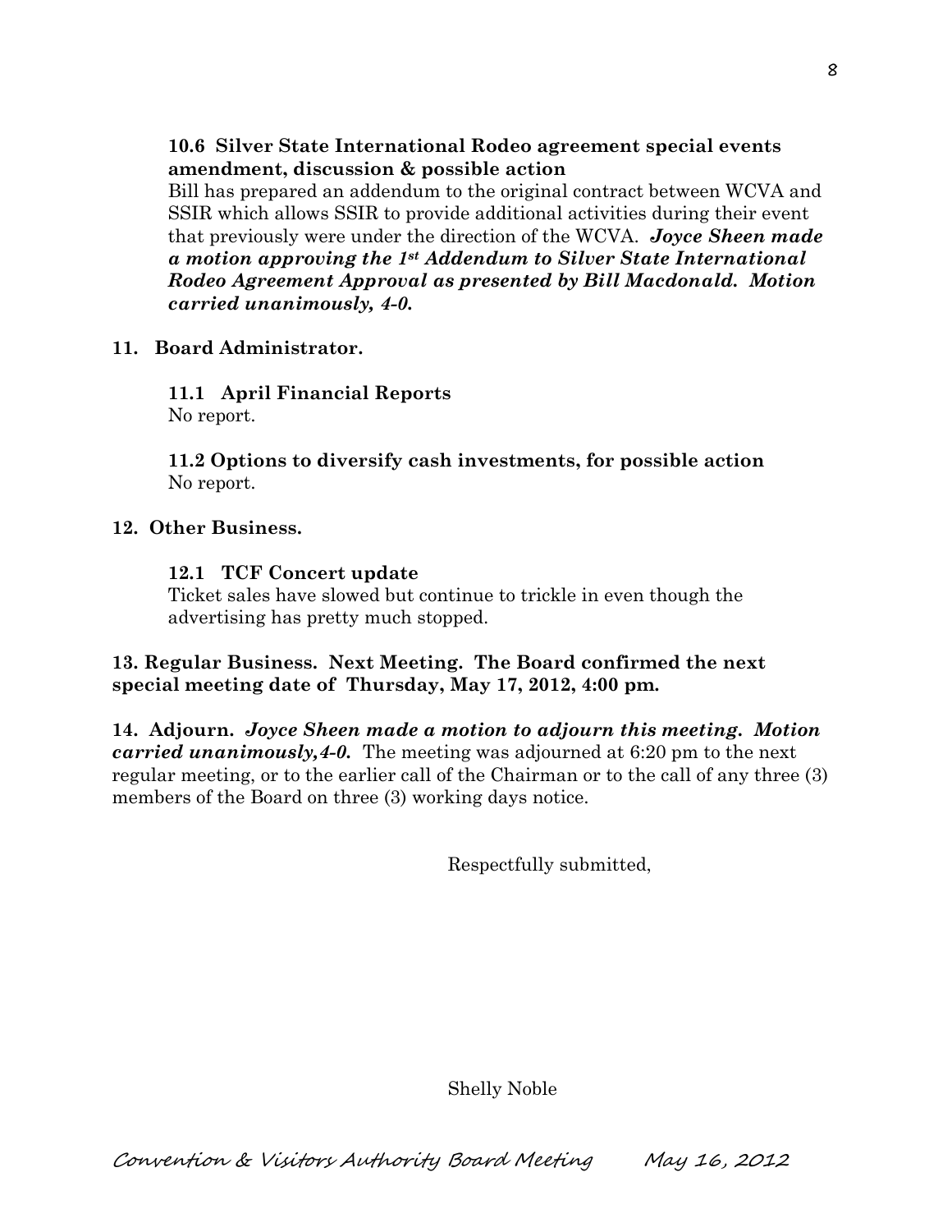**10.6 Silver State International Rodeo agreement special events amendment, discussion & possible action**

Bill has prepared an addendum to the original contract between WCVA and SSIR which allows SSIR to provide additional activities during their event that previously were under the direction of the WCVA. ***Joyce Sheen made a motion approving the 1st Addendum to Silver State International Rodeo Agreement Approval as presented by Bill Macdonald. Motion carried unanimously, 4-0.***

**11. Board Administrator.**

**11.1 April Financial Reports**

No report.

**11.2 Options to diversify cash investments, for possible action**

No report.

**12. Other Business.**

**12.1 TCF Concert update**

Ticket sales have slowed but continue to trickle in even though the advertising has pretty much stopped.

**13. Regular Business. Next Meeting. The Board confirmed the next special meeting date of Thursday, May 17, 2012, 4:00 pm.**

**14. Adjourn.** ***Joyce Sheen made a motion to adjourn this meeting. Motion carried unanimously,4-0.*** The meeting was adjourned at 6:20 pm to the next regular meeting, or to the earlier call of the Chairman or to the call of any three (3) members of the Board on three (3) working days notice.

Respectfully submitted,

Shelly Noble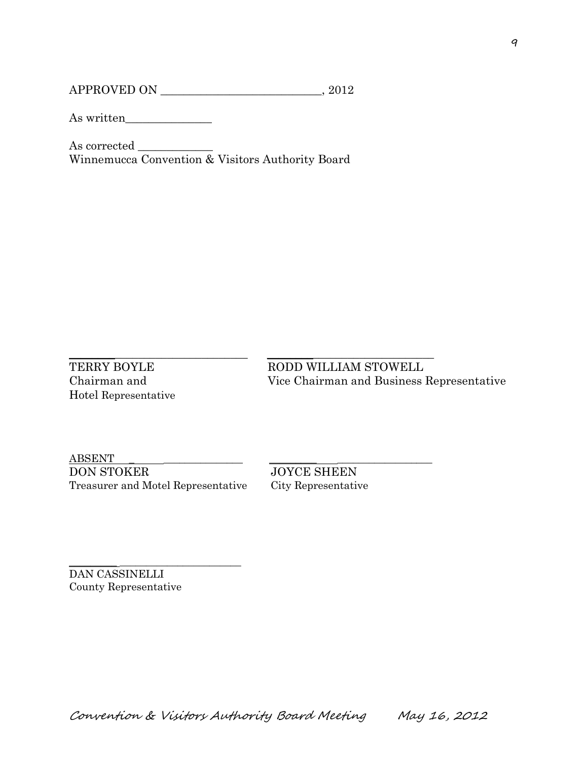APPROVED ON ____________________________, 2012

As written_______________

As corrected _____________
Winnemucca Convention & Visitors Authority Board

_________________________________
TERRY BOYLE
Chairman and
Hotel Representative

_________________________________
RODD WILLIAM STOWELL
Vice Chairman and Business Representative

ABSENT_______________________
DON STOKER
Treasurer and Motel Representative

_________________________________
JOYCE SHEEN
City Representative

_________________________________
DAN CASSINELLI
County Representative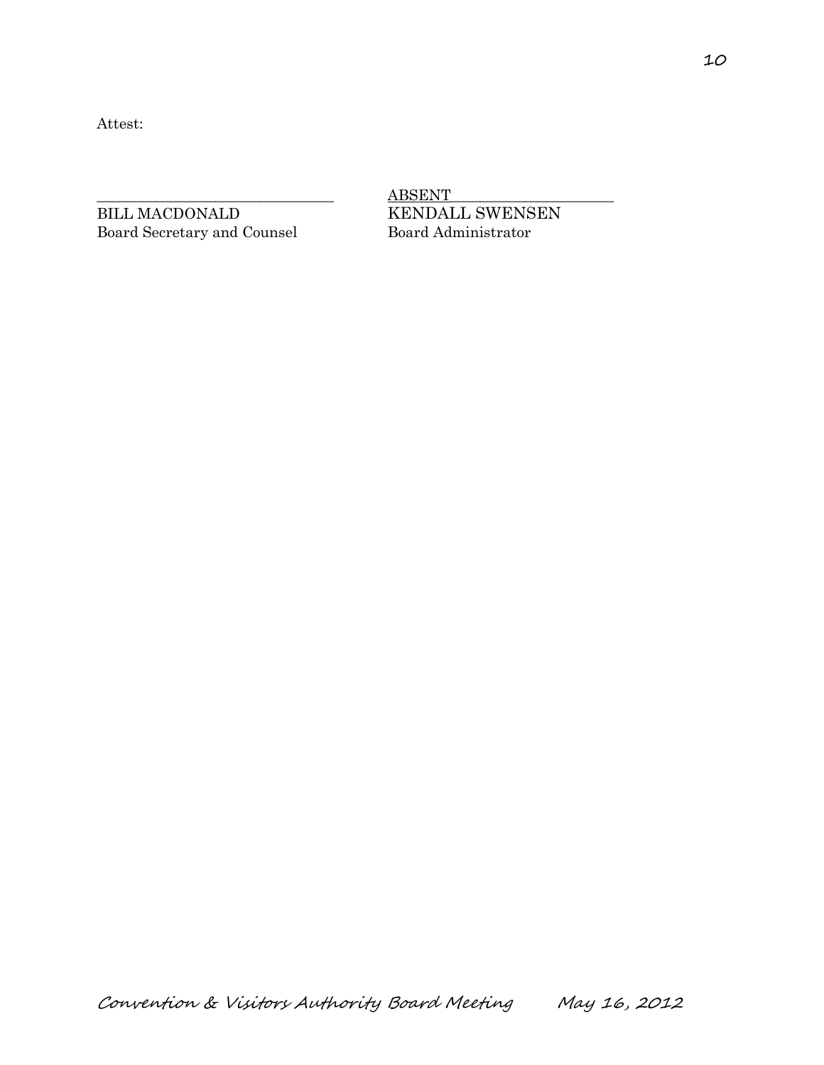Attest:

| | |
|---|---|
| \_\_\_\_\_\_\_\_\_\_\_\_\_\_\_\_\_\_\_\_\_\_\_\_\_\_\_\_\_\_\_\_ | ABSENT\_\_\_\_\_\_\_\_\_\_\_\_\_\_\_\_\_\_\_\_\_\_ |
| BILL MACDONALD | KENDALL SWENSEN |
| Board Secretary and Counsel | Board Administrator |